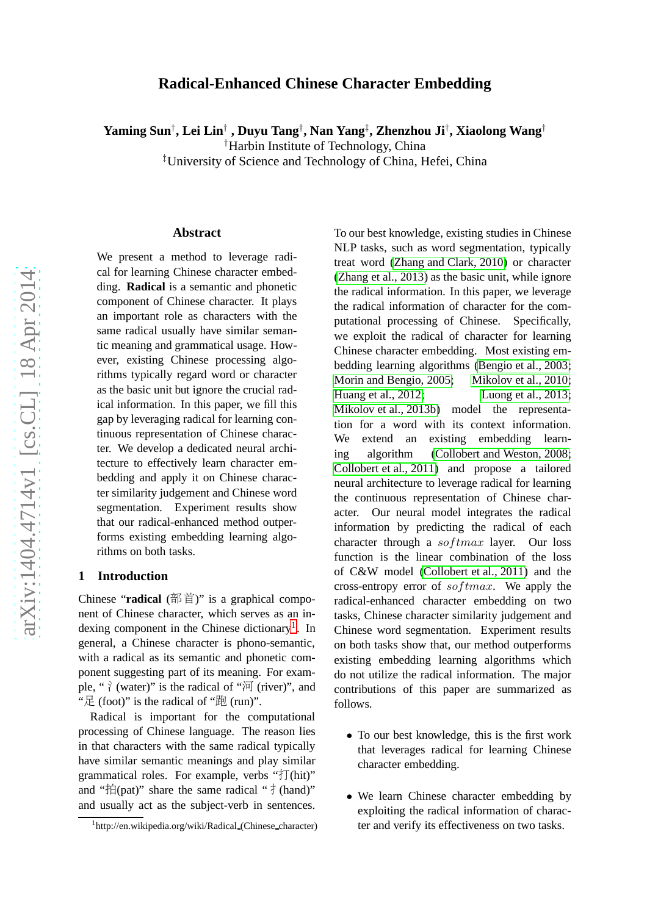# Radical-Enhanced Chinese Character Embedding

**Yaming Sun**[†], **Lei Lin**[†], **Duyu Tang**[†], **Nan Yang**[‡], **Zhenzhou Ji**[†], **Xiaolong Wang**[†]

[†]Harbin Institute of Technology, China

[‡]University of Science and Technology of China, Hefei, China

## Abstract

We present a method to leverage radical for learning Chinese character embedding. **Radical** is a semantic and phonetic component of Chinese character. It plays an important role as characters with the same radical usually have similar semantic meaning and grammatical usage. However, existing Chinese processing algorithms typically regard word or character as the basic unit but ignore the crucial radical information. In this paper, we fill this gap by leveraging radical for learning continuous representation of Chinese character. We develop a dedicated neural architecture to effectively learn character embedding and apply it on Chinese character similarity judgement and Chinese word segmentation. Experiment results show that our radical-enhanced method outperforms existing embedding learning algorithms on both tasks.

## 1 Introduction

Chinese "**radical** (部首)" is a graphical component of Chinese character, which serves as an indexing component in the Chinese dictionary[1]. In general, a Chinese character is phono-semantic, with a radical as its semantic and phonetic component suggesting part of its meaning. For example, "氵(water)" is the radical of "河 (river)", and "足 (foot)" is the radical of "跑 (run)".

Radical is important for the computational processing of Chinese language. The reason lies in that characters with the same radical typically have similar semantic meanings and play similar grammatical roles. For example, verbs "打(hit)" and "拍(pat)" share the same radical "扌(hand)" and usually act as the subject-verb in sentences.

To our best knowledge, existing studies in Chinese NLP tasks, such as word segmentation, typically treat word (Zhang and Clark, 2010) or character (Zhang et al., 2013) as the basic unit, while ignore the radical information. In this paper, we leverage the radical information of character for the computational processing of Chinese. Specifically, we exploit the radical of character for learning Chinese character embedding. Most existing embedding learning algorithms (Bengio et al., 2003; Morin and Bengio, 2005; Mikolov et al., 2010; Huang et al., 2012; Luong et al., 2013; Mikolov et al., 2013b) model the representation for a word with its context information. We extend an existing embedding learning algorithm (Collobert and Weston, 2008; Collobert et al., 2011) and propose a tailored neural architecture to leverage radical for learning the continuous representation of Chinese character. Our neural model integrates the radical information by predicting the radical of each character through a $softmax$ layer. Our loss function is the linear combination of the loss of C&W model (Collobert et al., 2011) and the cross-entropy error of $softmax$. We apply the radical-enhanced character embedding on two tasks, Chinese character similarity judgement and Chinese word segmentation. Experiment results on both tasks show that, our method outperforms existing embedding learning algorithms which do not utilize the radical information. The major contributions of this paper are summarized as follows.

- To our best knowledge, this is the first work that leverages radical for learning Chinese character embedding.
- We learn Chinese character embedding by exploiting the radical information of character and verify its effectiveness on two tasks.

[1]http://en.wikipedia.org/wiki/Radical_(Chinese_character)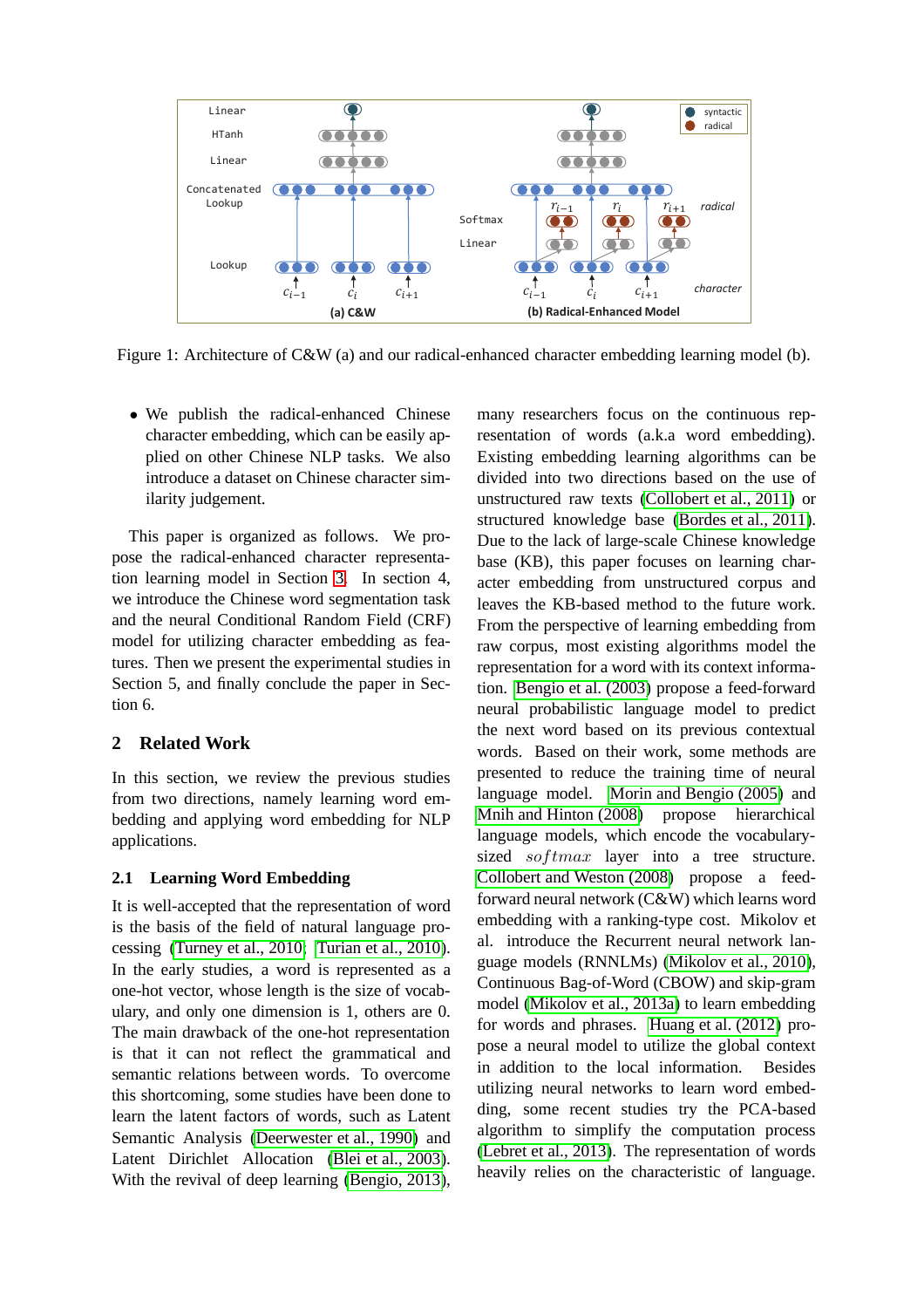Figure 1: Architecture of C&W (a) and our radical-enhanced character embedding learning model (b).

- We publish the radical-enhanced Chinese character embedding, which can be easily applied on other Chinese NLP tasks. We also introduce a dataset on Chinese character similarity judgement.

This paper is organized as follows. We propose the radical-enhanced character representation learning model in Section 3. In section 4, we introduce the Chinese word segmentation task and the neural Conditional Random Field (CRF) model for utilizing character embedding as features. Then we present the experimental studies in Section 5, and finally conclude the paper in Section 6.

## 2 Related Work

In this section, we review the previous studies from two directions, namely learning word embedding and applying word embedding for NLP applications.

### 2.1 Learning Word Embedding

It is well-accepted that the representation of word is the basis of the field of natural language processing (Turney et al., 2010; Turian et al., 2010). In the early studies, a word is represented as a one-hot vector, whose length is the size of vocabulary, and only one dimension is 1, others are 0. The main drawback of the one-hot representation is that it can not reflect the grammatical and semantic relations between words. To overcome this shortcoming, some studies have been done to learn the latent factors of words, such as Latent Semantic Analysis (Deerwester et al., 1990) and Latent Dirichlet Allocation (Blei et al., 2003). With the revival of deep learning (Bengio, 2013), many researchers focus on the continuous representation of words (a.k.a word embedding). Existing embedding learning algorithms can be divided into two directions based on the use of unstructured raw texts (Collobert et al., 2011) or structured knowledge base (Bordes et al., 2011). Due to the lack of large-scale Chinese knowledge base (KB), this paper focuses on learning character embedding from unstructured corpus and leaves the KB-based method to the future work. From the perspective of learning embedding from raw corpus, most existing algorithms model the representation for a word with its context information. Bengio et al. (2003) propose a feed-forward neural probabilistic language model to predict the next word based on its previous contextual words. Based on their work, some methods are presented to reduce the training time of neural language model. Morin and Bengio (2005) and Mnih and Hinton (2008) propose hierarchical language models, which encode the vocabulary-sized $softmax$ layer into a tree structure. Collobert and Weston (2008) propose a feed-forward neural network (C&W) which learns word embedding with a ranking-type cost. Mikolov et al. introduce the Recurrent neural network language models (RNNLMs) (Mikolov et al., 2010), Continuous Bag-of-Word (CBOW) and skip-gram model (Mikolov et al., 2013a) to learn embedding for words and phrases. Huang et al. (2012) propose a neural model to utilize the global context in addition to the local information. Besides utilizing neural networks to learn word embedding, some recent studies try the PCA-based algorithm to simplify the computation process (Lebret et al., 2013). The representation of words heavily relies on the characteristic of language.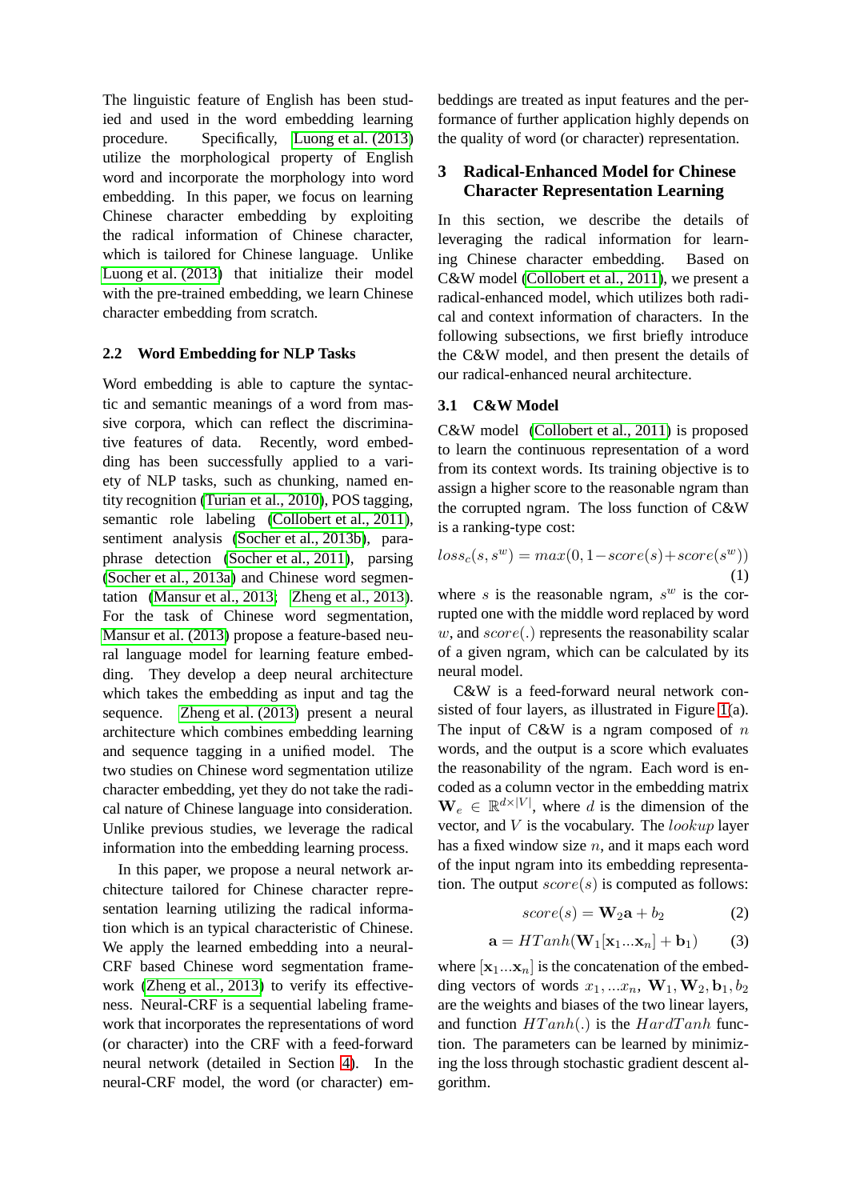The linguistic feature of English has been studied and used in the word embedding learning procedure. Specifically, Luong et al. (2013) utilize the morphological property of English word and incorporate the morphology into word embedding. In this paper, we focus on learning Chinese character embedding by exploiting the radical information of Chinese character, which is tailored for Chinese language. Unlike Luong et al. (2013) that initialize their model with the pre-trained embedding, we learn Chinese character embedding from scratch.

### 2.2 Word Embedding for NLP Tasks

Word embedding is able to capture the syntactic and semantic meanings of a word from massive corpora, which can reflect the discriminative features of data. Recently, word embedding has been successfully applied to a variety of NLP tasks, such as chunking, named entity recognition (Turian et al., 2010), POS tagging, semantic role labeling (Collobert et al., 2011), sentiment analysis (Socher et al., 2013b), paraphrase detection (Socher et al., 2011), parsing (Socher et al., 2013a) and Chinese word segmentation (Mansur et al., 2013; Zheng et al., 2013). For the task of Chinese word segmentation, Mansur et al. (2013) propose a feature-based neural language model for learning feature embedding. They develop a deep neural architecture which takes the embedding as input and tag the sequence. Zheng et al. (2013) present a neural architecture which combines embedding learning and sequence tagging in a unified model. The two studies on Chinese word segmentation utilize character embedding, yet they do not take the radical nature of Chinese language into consideration. Unlike previous studies, we leverage the radical information into the embedding learning process.

In this paper, we propose a neural network architecture tailored for Chinese character representation learning utilizing the radical information which is an typical characteristic of Chinese. We apply the learned embedding into a neural-CRF based Chinese word segmentation framework (Zheng et al., 2013) to verify its effectiveness. Neural-CRF is a sequential labeling framework that incorporates the representations of word (or character) into the CRF with a feed-forward neural network (detailed in Section 4). In the neural-CRF model, the word (or character) embeddings are treated as input features and the performance of further application highly depends on the quality of word (or character) representation.

## 3 Radical-Enhanced Model for Chinese Character Representation Learning

In this section, we describe the details of leveraging the radical information for learning Chinese character embedding. Based on C&W model (Collobert et al., 2011), we present a radical-enhanced model, which utilizes both radical and context information of characters. In the following subsections, we first briefly introduce the C&W model, and then present the details of our radical-enhanced neural architecture.

### 3.1 C&W Model

C&W model (Collobert et al., 2011) is proposed to learn the continuous representation of a word from its context words. Its training objective is to assign a higher score to the reasonable ngram than the corrupted ngram. The loss function of C&W is a ranking-type cost:

$$loss_c(s, s^w) = max(0, 1 - score(s) + score(s^w)) \tag{1}$$

where $s$ is the reasonable ngram, $s^w$ is the corrupted one with the middle word replaced by word $w$, and $score(.)$ represents the reasonability scalar of a given ngram, which can be calculated by its neural model.

C&W is a feed-forward neural network consisted of four layers, as illustrated in Figure 1(a). The input of C&W is a ngram composed of $n$ words, and the output is a score which evaluates the reasonability of the ngram. Each word is encoded as a column vector in the embedding matrix $\mathbf{W}_e \in \mathbb{R}^{d \times |V|}$, where $d$ is the dimension of the vector, and $V$ is the vocabulary. The $lookup$ layer has a fixed window size $n$, and it maps each word of the input ngram into its embedding representation. The output $score(s)$ is computed as follows:

$$score(s) = \mathbf{W}_2 \mathbf{a} + b_2 \tag{2}$$

$$\mathbf{a} = HTanh(\mathbf{W}_1[\mathbf{x}_1 ... \mathbf{x}_n] + \mathbf{b}_1) \tag{3}$$

where $[\mathbf{x}_1 ... \mathbf{x}_n]$ is the concatenation of the embedding vectors of words $x_1, ... x_n$, $\mathbf{W}_1, \mathbf{W}_2, \mathbf{b}_1, b_2$ are the weights and biases of the two linear layers, and function $HTanh(.)$ is the $HardTanh$ function. The parameters can be learned by minimizing the loss through stochastic gradient descent algorithm.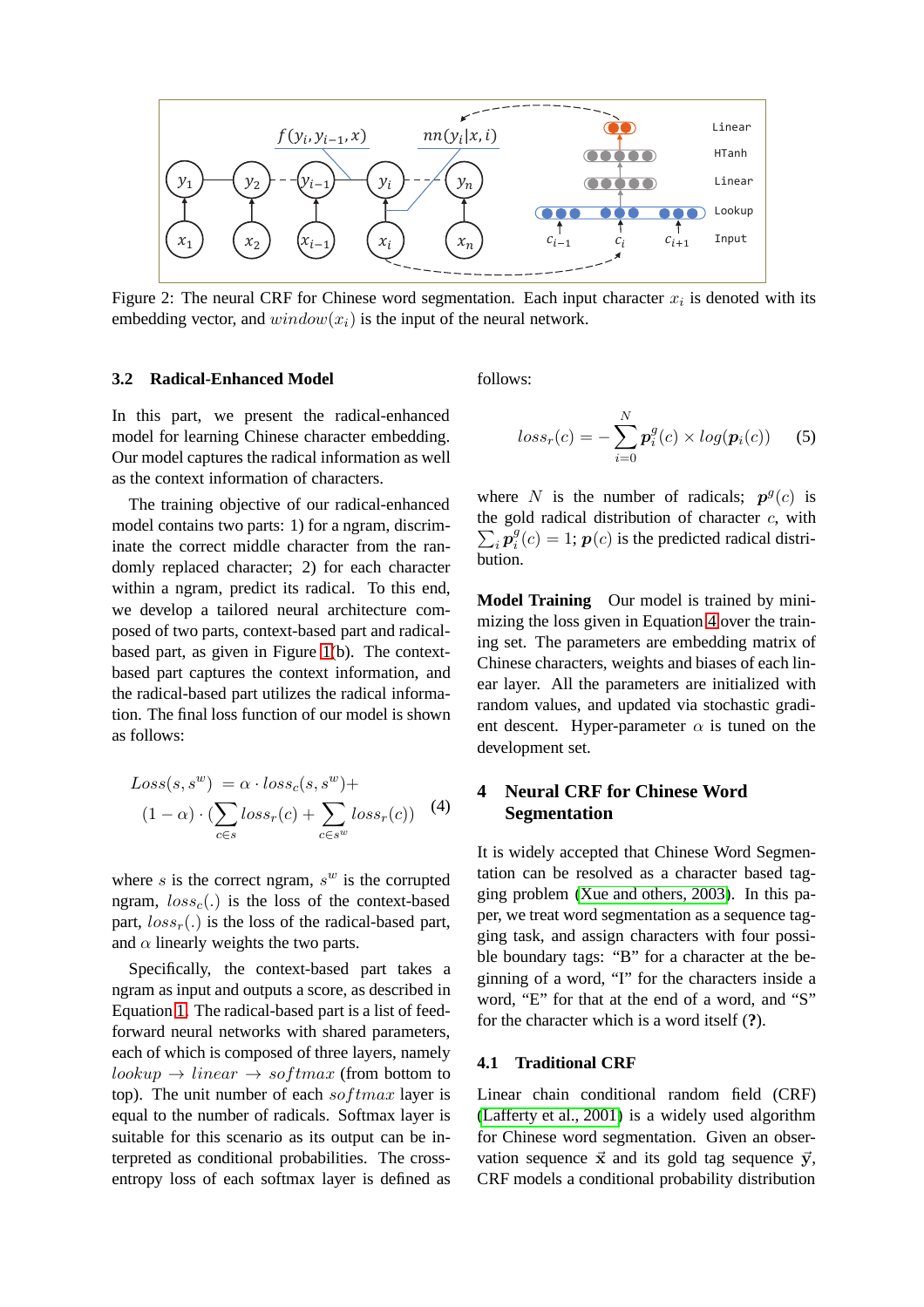Figure 2: The neural CRF for Chinese word segmentation. Each input character $x_i$ is denoted with its embedding vector, and $window(x_i)$ is the input of the neural network.

### 3.2 Radical-Enhanced Model

In this part, we present the radical-enhanced model for learning Chinese character embedding. Our model captures the radical information as well as the context information of characters.

The training objective of our radical-enhanced model contains two parts: 1) for a ngram, discriminate the correct middle character from the randomly replaced character; 2) for each character within a ngram, predict its radical. To this end, we develop a tailored neural architecture composed of two parts, context-based part and radical-based part, as given in Figure 1(b). The context-based part captures the context information, and the radical-based part utilizes the radical information. The final loss function of our model is shown as follows:

$$
\begin{aligned}
Loss(s, s^w) &= \alpha \cdot loss_c(s, s^w) + \\
(1 - \alpha) \cdot (&\sum_{c \in s} loss_r(c) + \sum_{c \in s^w} loss_r(c))
\end{aligned}
\tag{4}
$$

where $s$ is the correct ngram, $s^w$ is the corrupted ngram, $loss_c(.)$ is the loss of the context-based part, $loss_r(.)$ is the loss of the radical-based part, and $\alpha$ linearly weights the two parts.

Specifically, the context-based part takes a ngram as input and outputs a score, as described in Equation 1. The radical-based part is a list of feed-forward neural networks with shared parameters, each of which is composed of three layers, namely $lookup \rightarrow linear \rightarrow softmax$ (from bottom to top). The unit number of each $softmax$ layer is equal to the number of radicals. Softmax layer is suitable for this scenario as its output can be interpreted as conditional probabilities. The cross-entropy loss of each softmax layer is defined as follows:

$$
loss_r(c) = -\sum_{i=0}^{N} \boldsymbol{p}_i^g(c) \times log(\boldsymbol{p}_i(c)) \tag{5}
$$

where $N$ is the number of radicals; $\boldsymbol{p}^g(c)$ is the gold radical distribution of character $c$, with $\sum_i \boldsymbol{p}_i^g(c) = 1$; $\boldsymbol{p}(c)$ is the predicted radical distribution.

**Model Training** Our model is trained by minimizing the loss given in Equation 4 over the training set. The parameters are embedding matrix of Chinese characters, weights and biases of each linear layer. All the parameters are initialized with random values, and updated via stochastic gradient descent. Hyper-parameter $\alpha$ is tuned on the development set.

## 4 Neural CRF for Chinese Word Segmentation

It is widely accepted that Chinese Word Segmentation can be resolved as a character based tagging problem (Xue and others, 2003). In this paper, we treat word segmentation as a sequence tagging task, and assign characters with four possible boundary tags: "B" for a character at the beginning of a word, "I" for the characters inside a word, "E" for that at the end of a word, and "S" for the character which is a word itself (?).

### 4.1 Traditional CRF

Linear chain conditional random field (CRF) (Lafferty et al., 2001) is a widely used algorithm for Chinese word segmentation. Given an observation sequence $\vec{x}$ and its gold tag sequence $\vec{y}$, CRF models a conditional probability distribution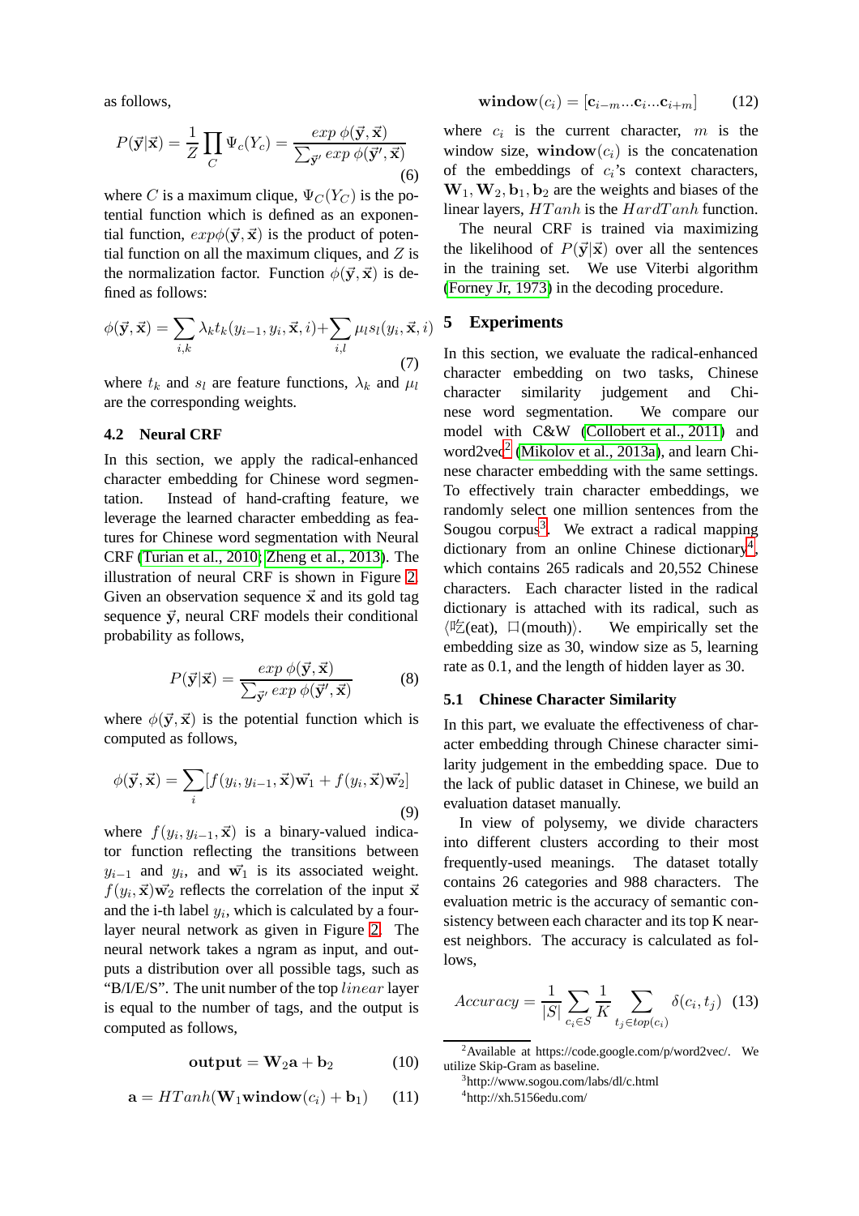as follows,

$$P(\vec{\mathbf{y}}|\vec{\mathbf{x}}) = \frac{1}{Z}\prod_{C}\Psi_c(Y_c) = \frac{exp\ \phi(\vec{\mathbf{y}},\vec{\mathbf{x}})}{\sum_{\vec{\mathbf{y}}'} exp\ \phi(\vec{\mathbf{y}}',\vec{\mathbf{x}})} \tag{6}$$

where $C$ is a maximum clique, $\Psi_C(Y_C)$ is the potential function which is defined as an exponential function, $exp\phi(\vec{\mathbf{y}},\vec{\mathbf{x}})$ is the product of potential function on all the maximum cliques, and $Z$ is the normalization factor. Function $\phi(\vec{\mathbf{y}},\vec{\mathbf{x}})$ is defined as follows:

$$\phi(\vec{\mathbf{y}},\vec{\mathbf{x}}) = \sum_{i,k}\lambda_k t_k(y_{i-1},y_i,\vec{\mathbf{x}},i) + \sum_{i,l}\mu_l s_l(y_i,\vec{\mathbf{x}},i) \tag{7}$$

where $t_k$ and $s_l$ are feature functions, $\lambda_k$ and $\mu_l$ are the corresponding weights.

### 4.2 Neural CRF

In this section, we apply the radical-enhanced character embedding for Chinese word segmentation. Instead of hand-crafting feature, we leverage the learned character embedding as features for Chinese word segmentation with Neural CRF (Turian et al., 2010; Zheng et al., 2013). The illustration of neural CRF is shown in Figure 2. Given an observation sequence $\vec{\mathbf{x}}$ and its gold tag sequence $\vec{\mathbf{y}}$, neural CRF models their conditional probability as follows,

$$P(\vec{\mathbf{y}}|\vec{\mathbf{x}}) = \frac{exp\ \phi(\vec{\mathbf{y}},\vec{\mathbf{x}})}{\sum_{\vec{\mathbf{y}}'} exp\ \phi(\vec{\mathbf{y}}',\vec{\mathbf{x}})} \tag{8}$$

where $\phi(\vec{\mathbf{y}},\vec{\mathbf{x}})$ is the potential function which is computed as follows,

$$\phi(\vec{\mathbf{y}},\vec{\mathbf{x}}) = \sum_{i}[f(y_i,y_{i-1},\vec{\mathbf{x}})\vec{\mathbf{w}_1} + f(y_i,\vec{\mathbf{x}})\vec{\mathbf{w}_2}] \tag{9}$$

where $f(y_i,y_{i-1},\vec{\mathbf{x}})$ is a binary-valued indicator function reflecting the transitions between $y_{i-1}$ and $y_i$, and $\vec{\mathbf{w}_1}$ is its associated weight. $f(y_i,\vec{\mathbf{x}})\vec{\mathbf{w}_2}$ reflects the correlation of the input $\vec{\mathbf{x}}$ and the i-th label $y_i$, which is calculated by a four-layer neural network as given in Figure 2. The neural network takes a ngram as input, and outputs a distribution over all possible tags, such as "B/I/E/S". The unit number of the top $linear$ layer is equal to the number of tags, and the output is computed as follows,

$$\mathbf{output} = \mathbf{W}_2\mathbf{a} + \mathbf{b}_2 \tag{10}$$

$$\mathbf{a} = HTanh(\mathbf{W}_1\mathbf{window}(c_i) + \mathbf{b}_1) \tag{11}$$

$$\mathbf{window}(c_i) = [\mathbf{c}_{i-m}...\mathbf{c}_i...\mathbf{c}_{i+m}] \tag{12}$$

where $c_i$ is the current character, $m$ is the window size, $\mathbf{window}(c_i)$ is the concatenation of the embeddings of $c_i$'s context characters, $\mathbf{W}_1, \mathbf{W}_2, \mathbf{b}_1, \mathbf{b}_2$ are the weights and biases of the linear layers, $HTanh$ is the $HardTanh$ function.

The neural CRF is trained via maximizing the likelihood of $P(\vec{\mathbf{y}}|\vec{\mathbf{x}})$ over all the sentences in the training set. We use Viterbi algorithm (Forney Jr, 1973) in the decoding procedure.

## 5 Experiments

In this section, we evaluate the radical-enhanced character embedding on two tasks, Chinese character similarity judgement and Chinese word segmentation. We compare our model with C&W (Collobert et al., 2011) and word2vec[2] (Mikolov et al., 2013a), and learn Chinese character embedding with the same settings. To effectively train character embeddings, we randomly select one million sentences from the Sougou corpus[3]. We extract a radical mapping dictionary from an online Chinese dictionary[4], which contains 265 radicals and 20,552 Chinese characters. Each character listed in the radical dictionary is attached with its radical, such as ⟨吃(eat), 口(mouth)⟩. We empirically set the embedding size as 30, window size as 5, learning rate as 0.1, and the length of hidden layer as 30.

### 5.1 Chinese Character Similarity

In this part, we evaluate the effectiveness of character embedding through Chinese character similarity judgement in the embedding space. Due to the lack of public dataset in Chinese, we build an evaluation dataset manually.

In view of polysemy, we divide characters into different clusters according to their most frequently-used meanings. The dataset totally contains 26 categories and 988 characters. The evaluation metric is the accuracy of semantic consistency between each character and its top K nearest neighbors. The accuracy is calculated as follows,

$$Accuracy = \frac{1}{|S|}\sum_{c_i \in S}\frac{1}{K}\sum_{t_j \in top(c_i)}\delta(c_i,t_j) \tag{13}$$

[2] Available at https://code.google.com/p/word2vec/. We utilize Skip-Gram as baseline.

[3] http://www.sogou.com/labs/dl/c.html

[4] http://xh.5156edu.com/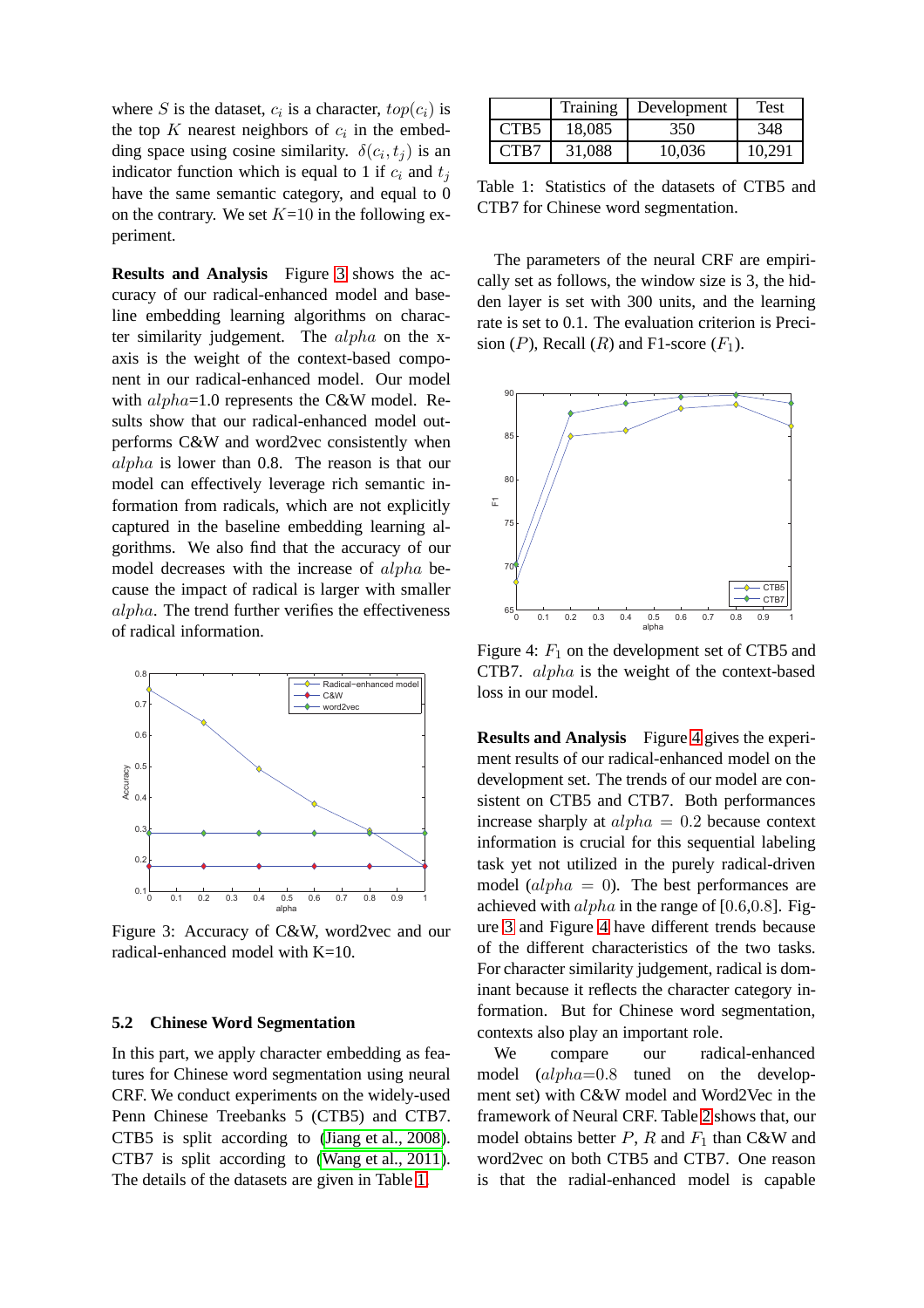where $S$ is the dataset, $c_i$ is a character, $top(c_i)$ is the top $K$ nearest neighbors of $c_i$ in the embedding space using cosine similarity. $\delta(c_i, t_j)$ is an indicator function which is equal to 1 if $c_i$ and $t_j$ have the same semantic category, and equal to 0 on the contrary. We set $K$=10 in the following experiment.

**Results and Analysis** Figure 3 shows the accuracy of our radical-enhanced model and baseline embedding learning algorithms on character similarity judgement. The $alpha$ on the x-axis is the weight of the context-based component in our radical-enhanced model. Our model with $alpha$=1.0 represents the C&W model. Results show that our radical-enhanced model outperforms C&W and word2vec consistently when $alpha$ is lower than 0.8. The reason is that our model can effectively leverage rich semantic information from radicals, which are not explicitly captured in the baseline embedding learning algorithms. We also find that the accuracy of our model decreases with the increase of $alpha$ because the impact of radical is larger with smaller $alpha$. The trend further verifies the effectiveness of radical information.

Figure 3: Accuracy of C&W, word2vec and our radical-enhanced model with K=10.

## 5.2 Chinese Word Segmentation

In this part, we apply character embedding as features for Chinese word segmentation using neural CRF. We conduct experiments on the widely-used Penn Chinese Treebanks 5 (CTB5) and CTB7. CTB5 is split according to (Jiang et al., 2008). CTB7 is split according to (Wang et al., 2011). The details of the datasets are given in Table 1.

| | Training | Development | Test |
|---|---|---|---|
| CTB5 | 18,085 | 350 | 348 |
| CTB7 | 31,088 | 10,036 | 10,291 |

Table 1: Statistics of the datasets of CTB5 and CTB7 for Chinese word segmentation.

The parameters of the neural CRF are empirically set as follows, the window size is 3, the hidden layer is set with 300 units, and the learning rate is set to 0.1. The evaluation criterion is Precision ($P$), Recall ($R$) and F1-score ($F_1$).

Figure 4: $F_1$ on the development set of CTB5 and CTB7. $alpha$ is the weight of the context-based loss in our model.

**Results and Analysis** Figure 4 gives the experiment results of our radical-enhanced model on the development set. The trends of our model are consistent on CTB5 and CTB7. Both performances increase sharply at $alpha = 0.2$ because context information is crucial for this sequential labeling task yet not utilized in the purely radical-driven model ($alpha = 0$). The best performances are achieved with $alpha$ in the range of [0.6,0.8]. Figure 3 and Figure 4 have different trends because of the different characteristics of the two tasks. For character similarity judgement, radical is dominant because it reflects the character category information. But for Chinese word segmentation, contexts also play an important role.

We compare our radical-enhanced model ($alpha$=0.8 tuned on the development set) with C&W model and Word2Vec in the framework of Neural CRF. Table 2 shows that, our model obtains better $P$, $R$ and $F_1$ than C&W and word2vec on both CTB5 and CTB7. One reason is that the radial-enhanced model is capable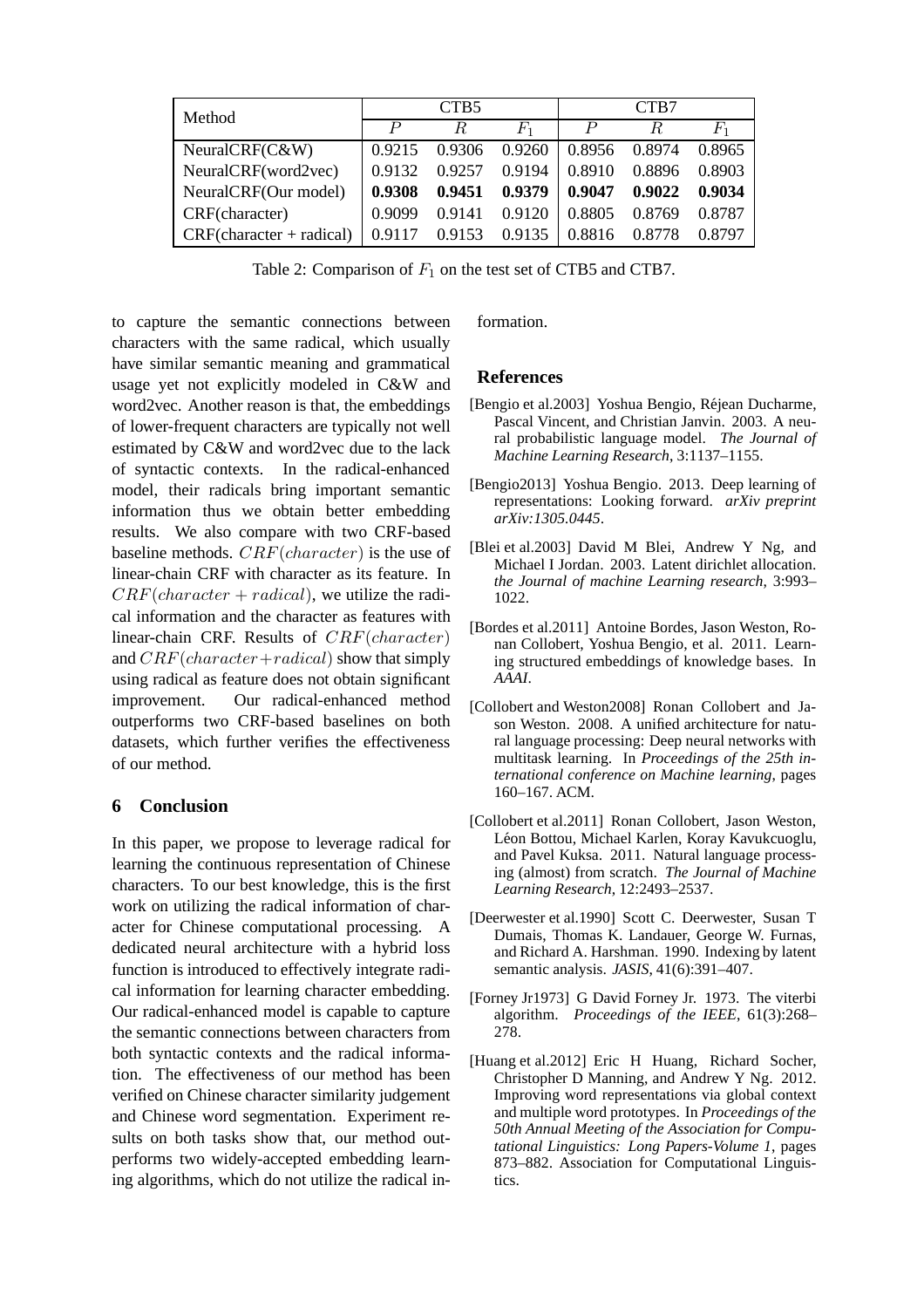| Method | CTB5 | | | CTB7 | | |
|---|---|---|---|---|---|---|
| | $P$ | $R$ | $F_1$ | $P$ | $R$ | $F_1$ |
| NeuralCRF(C&W) | 0.9215 | 0.9306 | 0.9260 | 0.8956 | 0.8974 | 0.8965 |
| NeuralCRF(word2vec) | 0.9132 | 0.9257 | 0.9194 | 0.8910 | 0.8896 | 0.8903 |
| NeuralCRF(Our model) | **0.9308** | **0.9451** | **0.9379** | **0.9047** | **0.9022** | **0.9034** |
| CRF(character) | 0.9099 | 0.9141 | 0.9120 | 0.8805 | 0.8769 | 0.8787 |
| CRF(character + radical) | 0.9117 | 0.9153 | 0.9135 | 0.8816 | 0.8778 | 0.8797 |

Table 2: Comparison of $F_1$ on the test set of CTB5 and CTB7.

to capture the semantic connections between characters with the same radical, which usually have similar semantic meaning and grammatical usage yet not explicitly modeled in C&W and word2vec. Another reason is that, the embeddings of lower-frequent characters are typically not well estimated by C&W and word2vec due to the lack of syntactic contexts. In the radical-enhanced model, their radicals bring important semantic information thus we obtain better embedding results. We also compare with two CRF-based baseline methods. $CRF(character)$ is the use of linear-chain CRF with character as its feature. In $CRF(character + radical)$, we utilize the radical information and the character as features with linear-chain CRF. Results of $CRF(character)$ and $CRF(character+radical)$ show that simply using radical as feature does not obtain significant improvement. Our radical-enhanced method outperforms two CRF-based baselines on both datasets, which further verifies the effectiveness of our method.

## 6 Conclusion

In this paper, we propose to leverage radical for learning the continuous representation of Chinese characters. To our best knowledge, this is the first work on utilizing the radical information of character for Chinese computational processing. A dedicated neural architecture with a hybrid loss function is introduced to effectively integrate radical information for learning character embedding. Our radical-enhanced model is capable to capture the semantic connections between characters from both syntactic contexts and the radical information. The effectiveness of our method has been verified on Chinese character similarity judgement and Chinese word segmentation. Experiment results on both tasks show that, our method outperforms two widely-accepted embedding learning algorithms, which do not utilize the radical information.

## References

[Bengio et al.2003] Yoshua Bengio, Réjean Ducharme, Pascal Vincent, and Christian Janvin. 2003. A neural probabilistic language model. *The Journal of Machine Learning Research*, 3:1137–1155.

[Bengio2013] Yoshua Bengio. 2013. Deep learning of representations: Looking forward. *arXiv preprint arXiv:1305.0445*.

[Blei et al.2003] David M Blei, Andrew Y Ng, and Michael I Jordan. 2003. Latent dirichlet allocation. *the Journal of machine Learning research*, 3:993–1022.

[Bordes et al.2011] Antoine Bordes, Jason Weston, Ronan Collobert, Yoshua Bengio, et al. 2011. Learning structured embeddings of knowledge bases. In *AAAI*.

[Collobert and Weston2008] Ronan Collobert and Jason Weston. 2008. A unified architecture for natural language processing: Deep neural networks with multitask learning. In *Proceedings of the 25th international conference on Machine learning*, pages 160–167. ACM.

[Collobert et al.2011] Ronan Collobert, Jason Weston, Léon Bottou, Michael Karlen, Koray Kavukcuoglu, and Pavel Kuksa. 2011. Natural language processing (almost) from scratch. *The Journal of Machine Learning Research*, 12:2493–2537.

[Deerwester et al.1990] Scott C. Deerwester, Susan T Dumais, Thomas K. Landauer, George W. Furnas, and Richard A. Harshman. 1990. Indexing by latent semantic analysis. *JASIS*, 41(6):391–407.

[Forney Jr1973] G David Forney Jr. 1973. The viterbi algorithm. *Proceedings of the IEEE*, 61(3):268–278.

[Huang et al.2012] Eric H Huang, Richard Socher, Christopher D Manning, and Andrew Y Ng. 2012. Improving word representations via global context and multiple word prototypes. In *Proceedings of the 50th Annual Meeting of the Association for Computational Linguistics: Long Papers-Volume 1*, pages 873–882. Association for Computational Linguistics.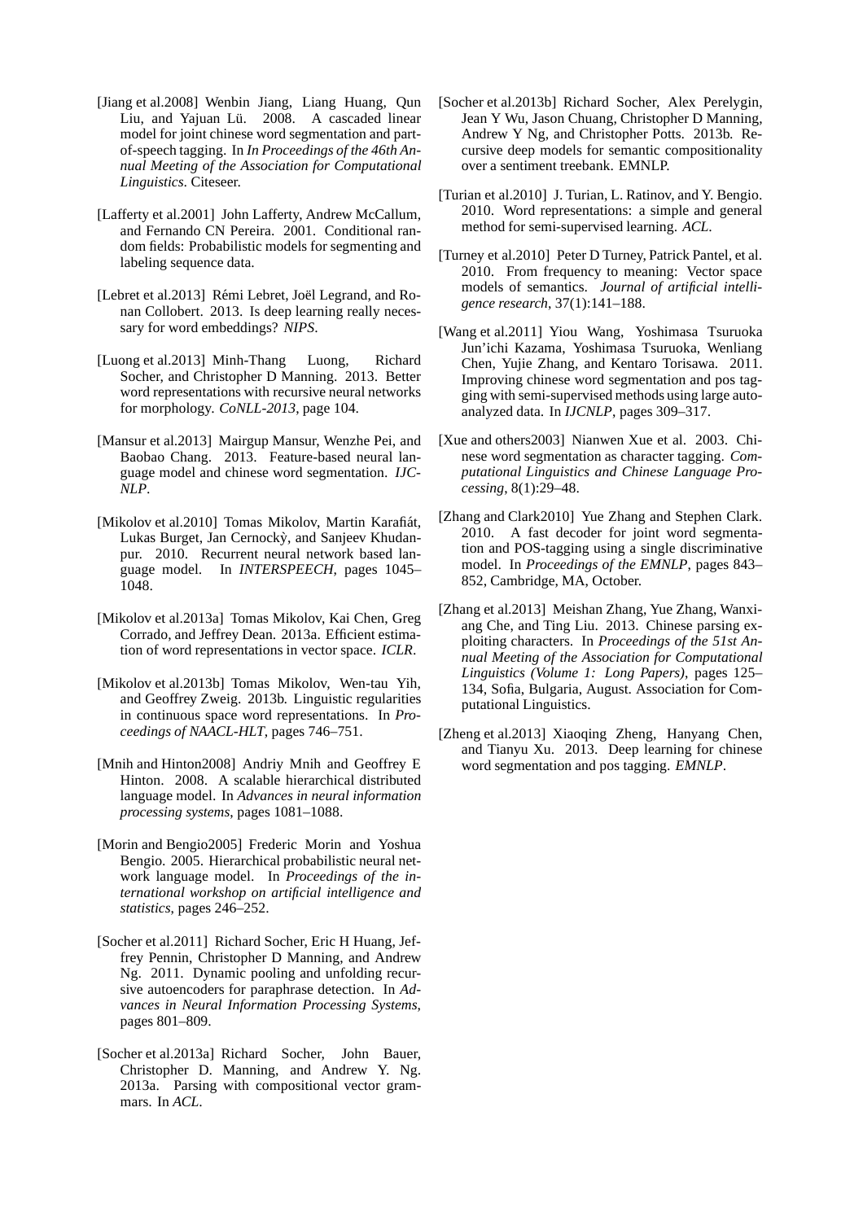[Jiang et al.2008] Wenbin Jiang, Liang Huang, Qun Liu, and Yajuan Lü. 2008. A cascaded linear model for joint chinese word segmentation and part-of-speech tagging. In *In Proceedings of the 46th Annual Meeting of the Association for Computational Linguistics*. Citeseer.

[Lafferty et al.2001] John Lafferty, Andrew McCallum, and Fernando CN Pereira. 2001. Conditional random fields: Probabilistic models for segmenting and labeling sequence data.

[Lebret et al.2013] Rémi Lebret, Joël Legrand, and Ronan Collobert. 2013. Is deep learning really necessary for word embeddings? *NIPS*.

[Luong et al.2013] Minh-Thang Luong, Richard Socher, and Christopher D Manning. 2013. Better word representations with recursive neural networks for morphology. *CoNLL-2013*, page 104.

[Mansur et al.2013] Mairgup Mansur, Wenzhe Pei, and Baobao Chang. 2013. Feature-based neural language model and chinese word segmentation. *IJCNLP*.

[Mikolov et al.2010] Tomas Mikolov, Martin Karafiát, Lukas Burget, Jan Cernockỳ, and Sanjeev Khudanpur. 2010. Recurrent neural network based language model. In *INTERSPEECH*, pages 1045–1048.

[Mikolov et al.2013a] Tomas Mikolov, Kai Chen, Greg Corrado, and Jeffrey Dean. 2013a. Efficient estimation of word representations in vector space. *ICLR*.

[Mikolov et al.2013b] Tomas Mikolov, Wen-tau Yih, and Geoffrey Zweig. 2013b. Linguistic regularities in continuous space word representations. In *Proceedings of NAACL-HLT*, pages 746–751.

[Mnih and Hinton2008] Andriy Mnih and Geoffrey E Hinton. 2008. A scalable hierarchical distributed language model. In *Advances in neural information processing systems*, pages 1081–1088.

[Morin and Bengio2005] Frederic Morin and Yoshua Bengio. 2005. Hierarchical probabilistic neural network language model. In *Proceedings of the international workshop on artificial intelligence and statistics*, pages 246–252.

[Socher et al.2011] Richard Socher, Eric H Huang, Jeffrey Pennin, Christopher D Manning, and Andrew Ng. 2011. Dynamic pooling and unfolding recursive autoencoders for paraphrase detection. In *Advances in Neural Information Processing Systems*, pages 801–809.

[Socher et al.2013a] Richard Socher, John Bauer, Christopher D. Manning, and Andrew Y. Ng. 2013a. Parsing with compositional vector grammars. In *ACL*.

[Socher et al.2013b] Richard Socher, Alex Perelygin, Jean Y Wu, Jason Chuang, Christopher D Manning, Andrew Y Ng, and Christopher Potts. 2013b. Recursive deep models for semantic compositionality over a sentiment treebank. EMNLP.

[Turian et al.2010] J. Turian, L. Ratinov, and Y. Bengio. 2010. Word representations: a simple and general method for semi-supervised learning. *ACL*.

[Turney et al.2010] Peter D Turney, Patrick Pantel, et al. 2010. From frequency to meaning: Vector space models of semantics. *Journal of artificial intelligence research*, 37(1):141–188.

[Wang et al.2011] Yiou Wang, Yoshimasa Tsuruoka Jun'ichi Kazama, Yoshimasa Tsuruoka, Wenliang Chen, Yujie Zhang, and Kentaro Torisawa. 2011. Improving chinese word segmentation and pos tagging with semi-supervised methods using large auto-analyzed data. In *IJCNLP*, pages 309–317.

[Xue and others2003] Nianwen Xue et al. 2003. Chinese word segmentation as character tagging. *Computational Linguistics and Chinese Language Processing*, 8(1):29–48.

[Zhang and Clark2010] Yue Zhang and Stephen Clark. 2010. A fast decoder for joint word segmentation and POS-tagging using a single discriminative model. In *Proceedings of the EMNLP*, pages 843–852, Cambridge, MA, October.

[Zhang et al.2013] Meishan Zhang, Yue Zhang, Wanxiang Che, and Ting Liu. 2013. Chinese parsing exploiting characters. In *Proceedings of the 51st Annual Meeting of the Association for Computational Linguistics (Volume 1: Long Papers)*, pages 125–134, Sofia, Bulgaria, August. Association for Computational Linguistics.

[Zheng et al.2013] Xiaoqing Zheng, Hanyang Chen, and Tianyu Xu. 2013. Deep learning for chinese word segmentation and pos tagging. *EMNLP*.